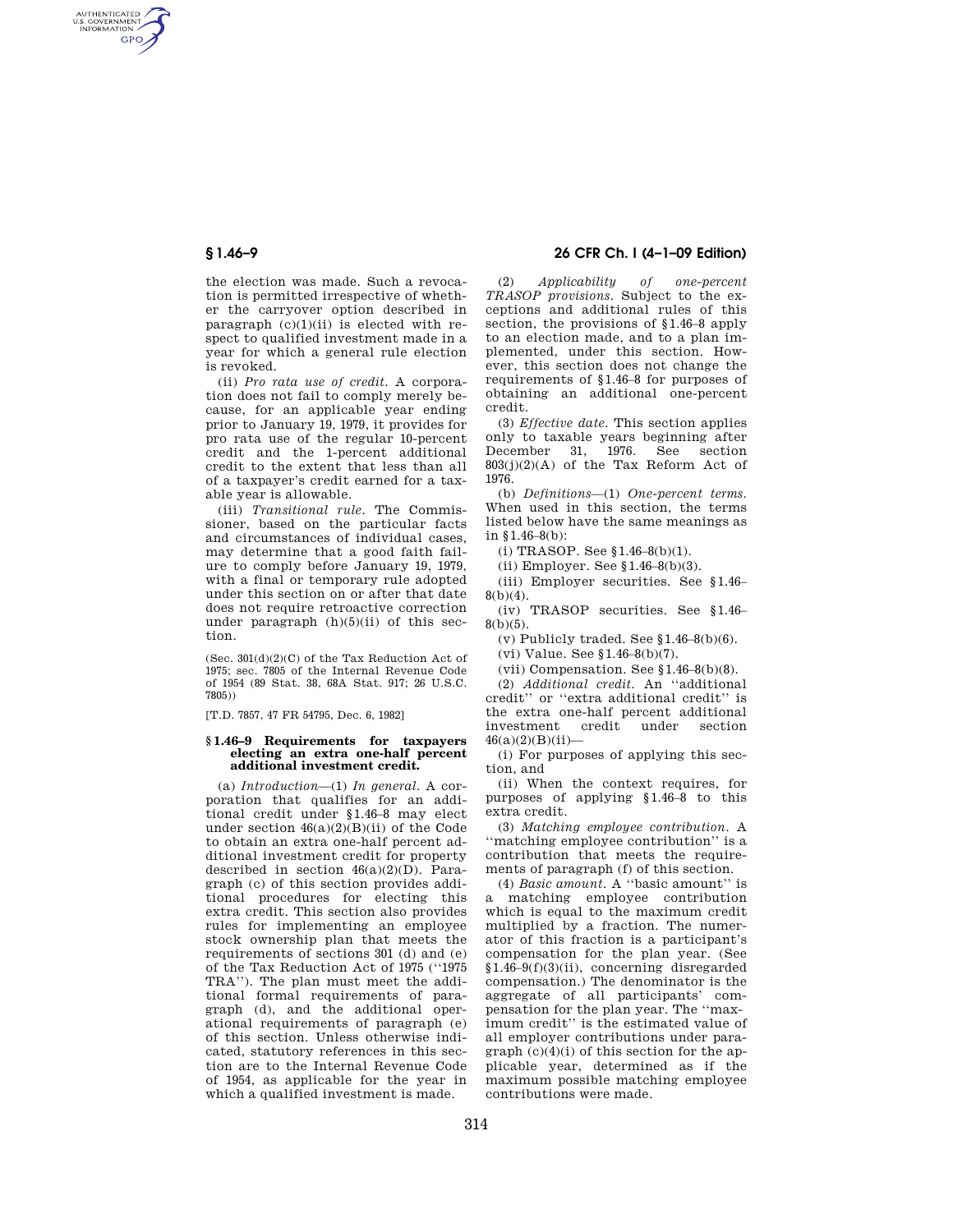the election was made. Such a revocation is permitted irrespective of whether the carryover option described in paragraph (c)(1)(ii) is elected with respect to qualified investment made in a year for which a general rule election is revoked.

(ii) *Pro rata use of credit.* A corporation does not fail to comply merely because, for an applicable year ending prior to January 19, 1979, it provides for pro rata use of the regular 10-percent credit and the 1-percent additional credit to the extent that less than all of a taxpayer's credit earned for a taxable year is allowable.

(iii) *Transitional rule.* The Commissioner, based on the particular facts and circumstances of individual cases, may determine that a good faith failure to comply before January 19, 1979, with a final or temporary rule adopted under this section on or after that date does not require retroactive correction under paragraph (h)(5)(ii) of this section.

(Sec. 301(d)(2)(C) of the Tax Reduction Act of 1975; sec. 7805 of the Internal Revenue Code of 1954 (89 Stat. 38, 68A Stat. 917; 26 U.S.C. 7805))

[T.D. 7857, 47 FR 54795, Dec. 6, 1982]

### § 1.46–9 Requirements for taxpayers electing an extra one-half percent additional investment credit.

(a) *Introduction*—(1) *In general.* A corporation that qualifies for an additional credit under § 1.46–8 may elect under section 46(a)(2)(B)(ii) of the Code to obtain an extra one-half percent additional investment credit for property described in section 46(a)(2)(D). Paragraph (c) of this section provides additional procedures for electing this extra credit. This section also provides rules for implementing an employee stock ownership plan that meets the requirements of sections 301 (d) and (e) of the Tax Reduction Act of 1975 (''1975 TRA''). The plan must meet the additional formal requirements of paragraph (d), and the additional operational requirements of paragraph (e) of this section. Unless otherwise indicated, statutory references in this section are to the Internal Revenue Code of 1954, as applicable for the year in which a qualified investment is made.

(2) *Applicability of one-percent TRASOP provisions.* Subject to the exceptions and additional rules of this section, the provisions of § 1.46–8 apply to an election made, and to a plan implemented, under this section. However, this section does not change the requirements of § 1.46–8 for purposes of obtaining an additional one-percent credit.

(3) *Effective date.* This section applies only to taxable years beginning after December 31, 1976. See section 803(j)(2)(A) of the Tax Reform Act of 1976.

(b) *Definitions*—(1) *One-percent terms.* When used in this section, the terms listed below have the same meanings as in § 1.46–8(b):

(i) TRASOP. See § 1.46–8(b)(1).

(ii) Employer. See § 1.46–8(b)(3).

(iii) Employer securities. See § 1.46–8(b)(4).

(iv) TRASOP securities. See § 1.46–8(b)(5).

(v) Publicly traded. See § 1.46–8(b)(6).

(vi) Value. See § 1.46–8(b)(7).

(vii) Compensation. See § 1.46–8(b)(8).

(2) *Additional credit.* An ''additional credit'' or ''extra additional credit'' is the extra one-half percent additional investment credit under section 46(a)(2)(B)(ii)—

(i) For purposes of applying this section, and

(ii) When the context requires, for purposes of applying § 1.46–8 to this extra credit.

(3) *Matching employee contribution.* A ''matching employee contribution'' is a contribution that meets the requirements of paragraph (f) of this section.

(4) *Basic amount.* A ''basic amount'' is a matching employee contribution which is equal to the maximum credit multiplied by a fraction. The numerator of this fraction is a participant's compensation for the plan year. (See § 1.46–9(f)(3)(ii), concerning disregarded compensation.) The denominator is the aggregate of all participants' compensation for the plan year. The ''maximum credit'' is the estimated value of all employer contributions under paragraph (c)(4)(i) of this section for the applicable year, determined as if the maximum possible matching employee contributions were made.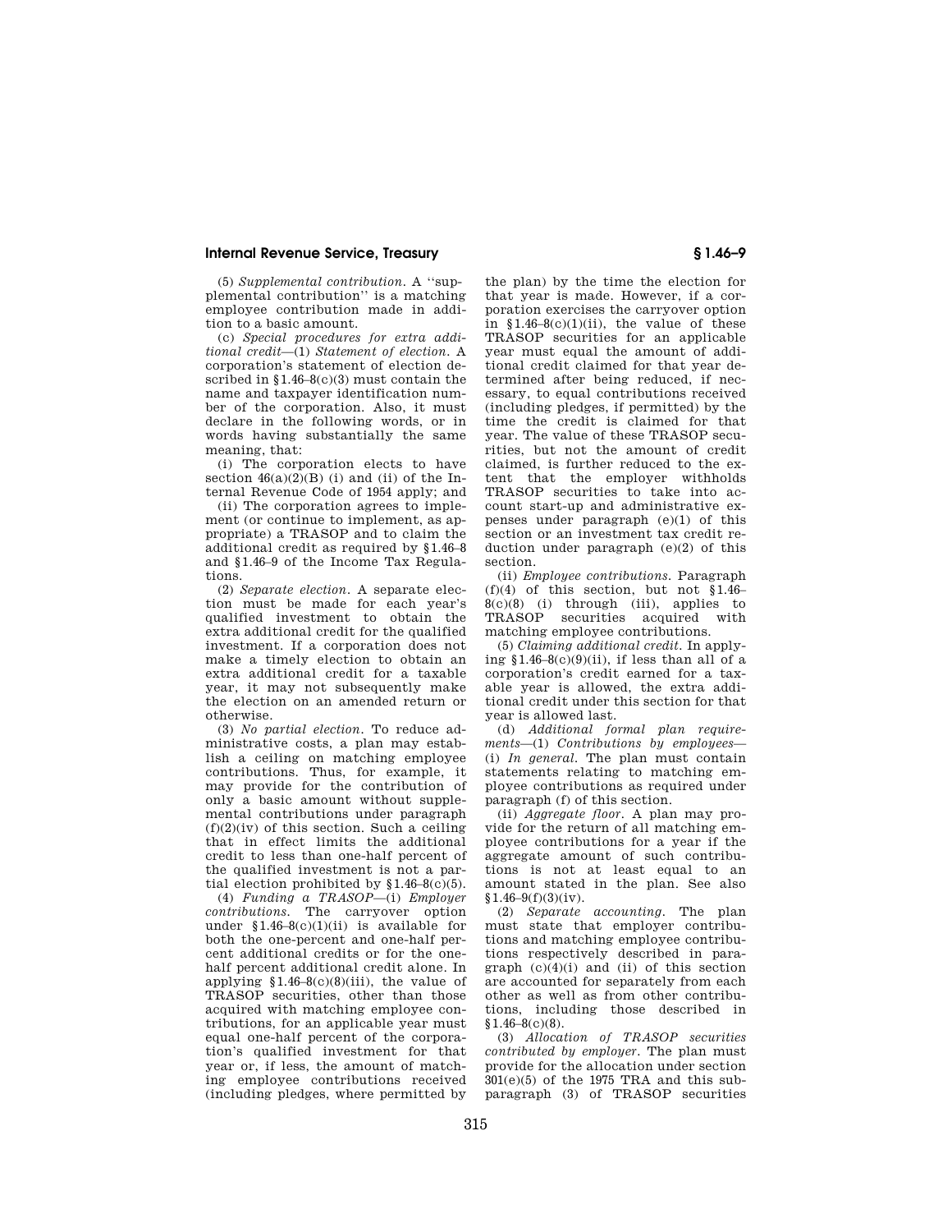(5) *Supplemental contribution.* A "supplemental contribution" is a matching employee contribution made in addition to a basic amount.

(c) *Special procedures for extra additional credit*—(1) *Statement of election.* A corporation's statement of election described in §1.46–8(c)(3) must contain the name and taxpayer identification number of the corporation. Also, it must declare in the following words, or in words having substantially the same meaning, that:

(i) The corporation elects to have section 46(a)(2)(B) (i) and (ii) of the Internal Revenue Code of 1954 apply; and

(ii) The corporation agrees to implement (or continue to implement, as appropriate) a TRASOP and to claim the additional credit as required by §1.46–8 and §1.46–9 of the Income Tax Regulations.

(2) *Separate election.* A separate election must be made for each year's qualified investment to obtain the extra additional credit for the qualified investment. If a corporation does not make a timely election to obtain an extra additional credit for a taxable year, it may not subsequently make the election on an amended return or otherwise.

(3) *No partial election.* To reduce administrative costs, a plan may establish a ceiling on matching employee contributions. Thus, for example, it may provide for the contribution of only a basic amount without supplemental contributions under paragraph (f)(2)(iv) of this section. Such a ceiling that in effect limits the additional credit to less than one-half percent of the qualified investment is not a partial election prohibited by §1.46–8(c)(5).

(4) *Funding a TRASOP*—(i) *Employer contributions.* The carryover option under §1.46–8(c)(1)(ii) is available for both the one-percent and one-half percent additional credits or for the one-half percent additional credit alone. In applying §1.46–8(c)(8)(iii), the value of TRASOP securities, other than those acquired with matching employee contributions, for an applicable year must equal one-half percent of the corporation's qualified investment for that year or, if less, the amount of matching employee contributions received (including pledges, where permitted by the plan) by the time the election for that year is made. However, if a corporation exercises the carryover option in §1.46–8(c)(1)(ii), the value of these TRASOP securities for an applicable year must equal the amount of additional credit claimed for that year determined after being reduced, if necessary, to equal contributions received (including pledges, if permitted) by the time the credit is claimed for that year. The value of these TRASOP securities, but not the amount of credit claimed, is further reduced to the extent that the employer withholds TRASOP securities to take into account start-up and administrative expenses under paragraph (e)(1) of this section or an investment tax credit reduction under paragraph (e)(2) of this section.

(ii) *Employee contributions.* Paragraph (f)(4) of this section, but not §1.46–8(c)(8) (i) through (iii), applies to TRASOP securities acquired with matching employee contributions.

(5) *Claiming additional credit.* In applying §1.46–8(c)(9)(ii), if less than all of a corporation's credit earned for a taxable year is allowed, the extra additional credit under this section for that year is allowed last.

(d) *Additional formal plan requirements*—(1) *Contributions by employees*—(i) *In general.* The plan must contain statements relating to matching employee contributions as required under paragraph (f) of this section.

(ii) *Aggregate floor.* A plan may provide for the return of all matching employee contributions for a year if the aggregate amount of such contributions is not at least equal to an amount stated in the plan. See also §1.46–9(f)(3)(iv).

(2) *Separate accounting.* The plan must state that employer contributions and matching employee contributions respectively described in paragraph (c)(4)(i) and (ii) of this section are accounted for separately from each other as well as from other contributions, including those described in §1.46–8(c)(8).

(3) *Allocation of TRASOP securities contributed by employer.* The plan must provide for the allocation under section 301(e)(5) of the 1975 TRA and this subparagraph (3) of TRASOP securities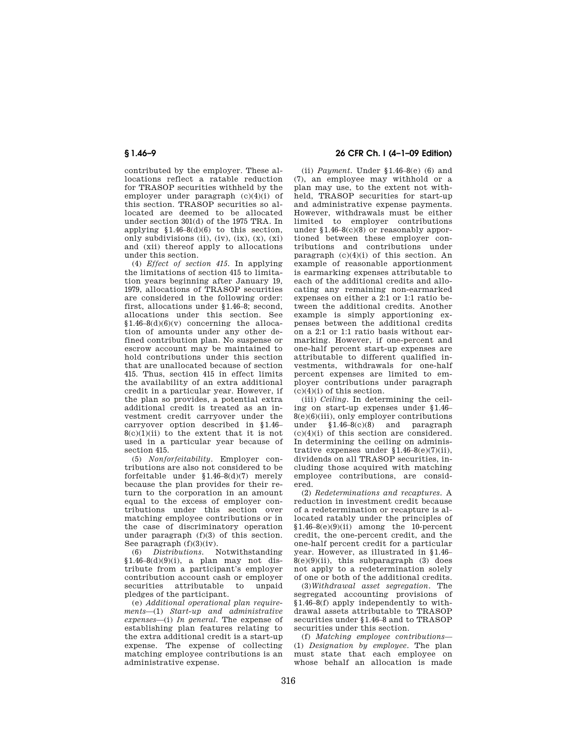contributed by the employer. These allocations reflect a ratable reduction for TRASOP securities withheld by the employer under paragraph (c)(4)(i) of this section. TRASOP securities so allocated are deemed to be allocated under section 301(d) of the 1975 TRA. In applying §1.46–8(d)(6) to this section, only subdivisions (ii), (iv), (ix), (x), (xi) and (xii) thereof apply to allocations under this section.

(4) *Effect of section 415.* In applying the limitations of section 415 to limitation years beginning after January 19, 1979, allocations of TRASOP securities are considered in the following order: first, allocations under §1.46–8; second, allocations under this section. See §1.46–8(d)(6)(v) concerning the allocation of amounts under any other defined contribution plan. No suspense or escrow account may be maintained to hold contributions under this section that are unallocated because of section 415. Thus, section 415 in effect limits the availability of an extra additional credit in a particular year. However, if the plan so provides, a potential extra additional credit is treated as an investment credit carryover under the carryover option described in §1.46–8(c)(1)(ii) to the extent that it is not used in a particular year because of section 415.

(5) *Nonforfeitability.* Employer contributions are also not considered to be forfeitable under §1.46–8(d)(7) merely because the plan provides for their return to the corporation in an amount equal to the excess of employer contributions under this section over matching employee contributions or in the case of discriminatory operation under paragraph (f)(3) of this section. See paragraph (f)(3)(iv).

(6) *Distributions.* Notwithstanding §1.46–8(d)(9)(i), a plan may not distribute from a participant's employer contribution account cash or employer securities attributable to unpaid pledges of the participant.

(e) *Additional operational plan requirements*—(1) *Start-up and administrative expenses*—(i) *In general.* The expense of establishing plan features relating to the extra additional credit is a start-up expense. The expense of collecting matching employee contributions is an administrative expense.

(ii) *Payment.* Under §1.46–8(e) (6) and (7), an employee may withhold or a plan may use, to the extent not withheld, TRASOP securities for start-up and administrative expense payments. However, withdrawals must be either limited to employer contributions under §1.46–8(c)(8) or reasonably apportioned between these employer contributions and contributions under paragraph (c)(4)(i) of this section. An example of reasonable apportionment is earmarking expenses attributable to each of the additional credits and allocating any remaining non-earmarked expenses on either a 2:1 or 1:1 ratio between the additional credits. Another example is simply apportioning expenses between the additional credits on a 2:1 or 1:1 ratio basis without earmarking. However, if one-percent and one-half percent start-up expenses are attributable to different qualified investments, withdrawals for one-half percent expenses are limited to employer contributions under paragraph (c)(4)(i) of this section.

(iii) *Ceiling.* In determining the ceiling on start-up expenses under §1.46–8(e)(6)(iii), only employer contributions under §1.46–8(c)(8) and paragraph (c)(4)(i) of this section are considered. In determining the ceiling on administrative expenses under §1.46–8(e)(7)(ii), dividends on all TRASOP securities, including those acquired with matching employee contributions, are considered.

(2) *Redeterminations and recaptures.* A reduction in investment credit because of a redetermination or recapture is allocated ratably under the principles of §1.46–8(e)(9)(ii) among the 10-percent credit, the one-percent credit, and the one-half percent credit for a particular year. However, as illustrated in §1.46–8(e)(9)(ii), this subparagraph (3) does not apply to a redetermination solely of one or both of the additional credits.

(3) *Withdrawal asset segregation.* The segregated accounting provisions of §1.46–8(f) apply independently to withdrawal assets attributable to TRASOP securities under §1.46–8 and to TRASOP securities under this section.

(f) *Matching employee contributions*—(1) *Designation by employee.* The plan must state that each employee on whose behalf an allocation is made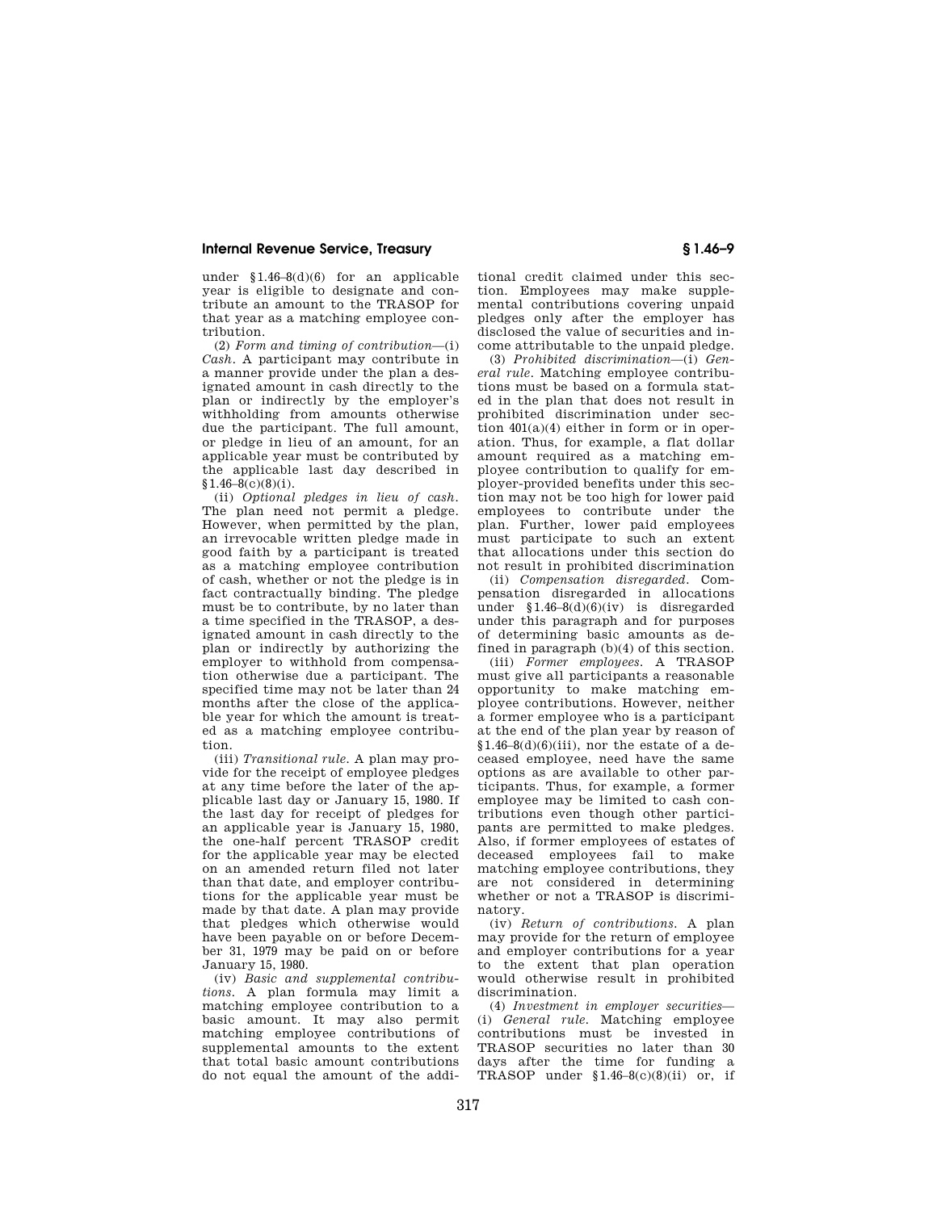under §1.46–8(d)(6) for an applicable year is eligible to designate and contribute an amount to the TRASOP for that year as a matching employee contribution.

(2) *Form and timing of contribution*—(i) *Cash*. A participant may contribute in a manner provide under the plan a designated amount in cash directly to the plan or indirectly by the employer's withholding from amounts otherwise due the participant. The full amount, or pledge in lieu of an amount, for an applicable year must be contributed by the applicable last day described in §1.46–8(c)(8)(i).

(ii) *Optional pledges in lieu of cash*. The plan need not permit a pledge. However, when permitted by the plan, an irrevocable written pledge made in good faith by a participant is treated as a matching employee contribution of cash, whether or not the pledge is in fact contractually binding. The pledge must be to contribute, by no later than a time specified in the TRASOP, a designated amount in cash directly to the plan or indirectly by authorizing the employer to withhold from compensation otherwise due a participant. The specified time may not be later than 24 months after the close of the applicable year for which the amount is treated as a matching employee contribution.

(iii) *Transitional rule*. A plan may provide for the receipt of employee pledges at any time before the later of the applicable last day or January 15, 1980. If the last day for receipt of pledges for an applicable year is January 15, 1980, the one-half percent TRASOP credit for the applicable year may be elected on an amended return filed not later than that date, and employer contributions for the applicable year must be made by that date. A plan may provide that pledges which otherwise would have been payable on or before December 31, 1979 may be paid on or before January 15, 1980.

(iv) *Basic and supplemental contributions*. A plan formula may limit a matching employee contribution to a basic amount. It may also permit matching employee contributions of supplemental amounts to the extent that total basic amount contributions do not equal the amount of the additional credit claimed under this section. Employees may make supplemental contributions covering unpaid pledges only after the employer has disclosed the value of securities and income attributable to the unpaid pledge.

(3) *Prohibited discrimination*—(i) *General rule*. Matching employee contributions must be based on a formula stated in the plan that does not result in prohibited discrimination under section 401(a)(4) either in form or in operation. Thus, for example, a flat dollar amount required as a matching employee contribution to qualify for employer-provided benefits under this section may not be too high for lower paid employees to contribute under the plan. Further, lower paid employees must participate to such an extent that allocations under this section do not result in prohibited discrimination

(ii) *Compensation disregarded*. Compensation disregarded in allocations under §1.46–8(d)(6)(iv) is disregarded under this paragraph and for purposes of determining basic amounts as defined in paragraph (b)(4) of this section.

(iii) *Former employees*. A TRASOP must give all participants a reasonable opportunity to make matching employee contributions. However, neither a former employee who is a participant at the end of the plan year by reason of §1.46–8(d)(6)(iii), nor the estate of a deceased employee, need have the same options as are available to other participants. Thus, for example, a former employee may be limited to cash contributions even though other participants are permitted to make pledges. Also, if former employees of estates of deceased employees fail to make matching employee contributions, they are not considered in determining whether or not a TRASOP is discriminatory.

(iv) *Return of contributions*. A plan may provide for the return of employee and employer contributions for a year to the extent that plan operation would otherwise result in prohibited discrimination.

(4) *Investment in employer securities*—(i) *General rule*. Matching employee contributions must be invested in TRASOP securities no later than 30 days after the time for funding a TRASOP under §1.46–8(c)(8)(ii) or, if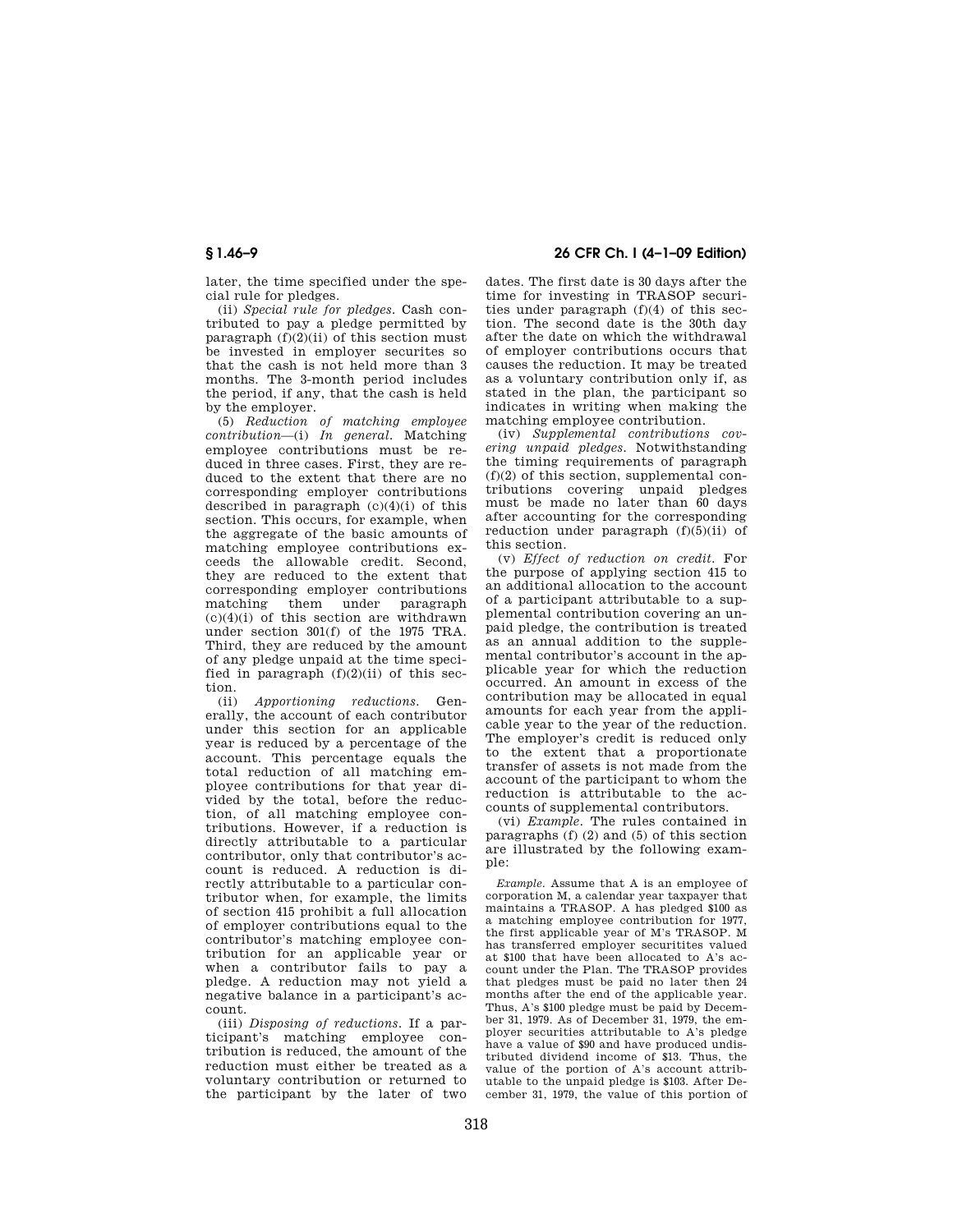later, the time specified under the special rule for pledges.

(ii) *Special rule for pledges.* Cash contributed to pay a pledge permitted by paragraph (f)(2)(ii) of this section must be invested in employer securites so that the cash is not held more than 3 months. The 3-month period includes the period, if any, that the cash is held by the employer.

(5) *Reduction of matching employee contribution*—(i) *In general.* Matching employee contributions must be reduced in three cases. First, they are reduced to the extent that there are no corresponding employer contributions described in paragraph (c)(4)(i) of this section. This occurs, for example, when the aggregate of the basic amounts of matching employee contributions exceeds the allowable credit. Second, they are reduced to the extent that corresponding employer contributions matching them under paragraph (c)(4)(i) of this section are withdrawn under section 301(f) of the 1975 TRA. Third, they are reduced by the amount of any pledge unpaid at the time specified in paragraph (f)(2)(ii) of this section.

(ii) *Apportioning reductions.* Generally, the account of each contributor under this section for an applicable year is reduced by a percentage of the account. This percentage equals the total reduction of all matching employee contributions for that year divided by the total, before the reduction, of all matching employee contributions. However, if a reduction is directly attributable to a particular contributor, only that contributor's account is reduced. A reduction is directly attributable to a particular contributor when, for example, the limits of section 415 prohibit a full allocation of employer contributions equal to the contributor's matching employee contribution for an applicable year or when a contributor fails to pay a pledge. A reduction may not yield a negative balance in a participant's account.

(iii) *Disposing of reductions.* If a participant's matching employee contribution is reduced, the amount of the reduction must either be treated as a voluntary contribution or returned to the participant by the later of two dates. The first date is 30 days after the time for investing in TRASOP securities under paragraph (f)(4) of this section. The second date is the 30th day after the date on which the withdrawal of employer contributions occurs that causes the reduction. It may be treated as a voluntary contribution only if, as stated in the plan, the participant so indicates in writing when making the matching employee contribution.

(iv) *Supplemental contributions covering unpaid pledges.* Notwithstanding the timing requirements of paragraph (f)(2) of this section, supplemental contributions covering unpaid pledges must be made no later than 60 days after accounting for the corresponding reduction under paragraph (f)(5)(ii) of this section.

(v) *Effect of reduction on credit.* For the purpose of applying section 415 to an additional allocation to the account of a participant attributable to a supplemental contribution covering an unpaid pledge, the contribution is treated as an annual addition to the supplemental contributor's account in the applicable year for which the reduction occurred. An amount in excess of the contribution may be allocated in equal amounts for each year from the applicable year to the year of the reduction. The employer's credit is reduced only to the extent that a proportionate transfer of assets is not made from the account of the participant to whom the reduction is attributable to the accounts of supplemental contributors.

(vi) *Example.* The rules contained in paragraphs (f) (2) and (5) of this section are illustrated by the following example:

*Example.* Assume that A is an employee of corporation M, a calendar year taxpayer that maintains a TRASOP. A has pledged $100 as a matching employee contribution for 1977, the first applicable year of M's TRASOP. M has transferred employer securitites valued at $100 that have been allocated to A's account under the Plan. The TRASOP provides that pledges must be paid no later then 24 months after the end of the applicable year. Thus, A's $100 pledge must be paid by December 31, 1979. As of December 31, 1979, the employer securities attributable to A's pledge have a value of $90 and have produced undistributed dividend income of $13. Thus, the value of the portion of A's account attributable to the unpaid pledge is $103. After December 31, 1979, the value of this portion of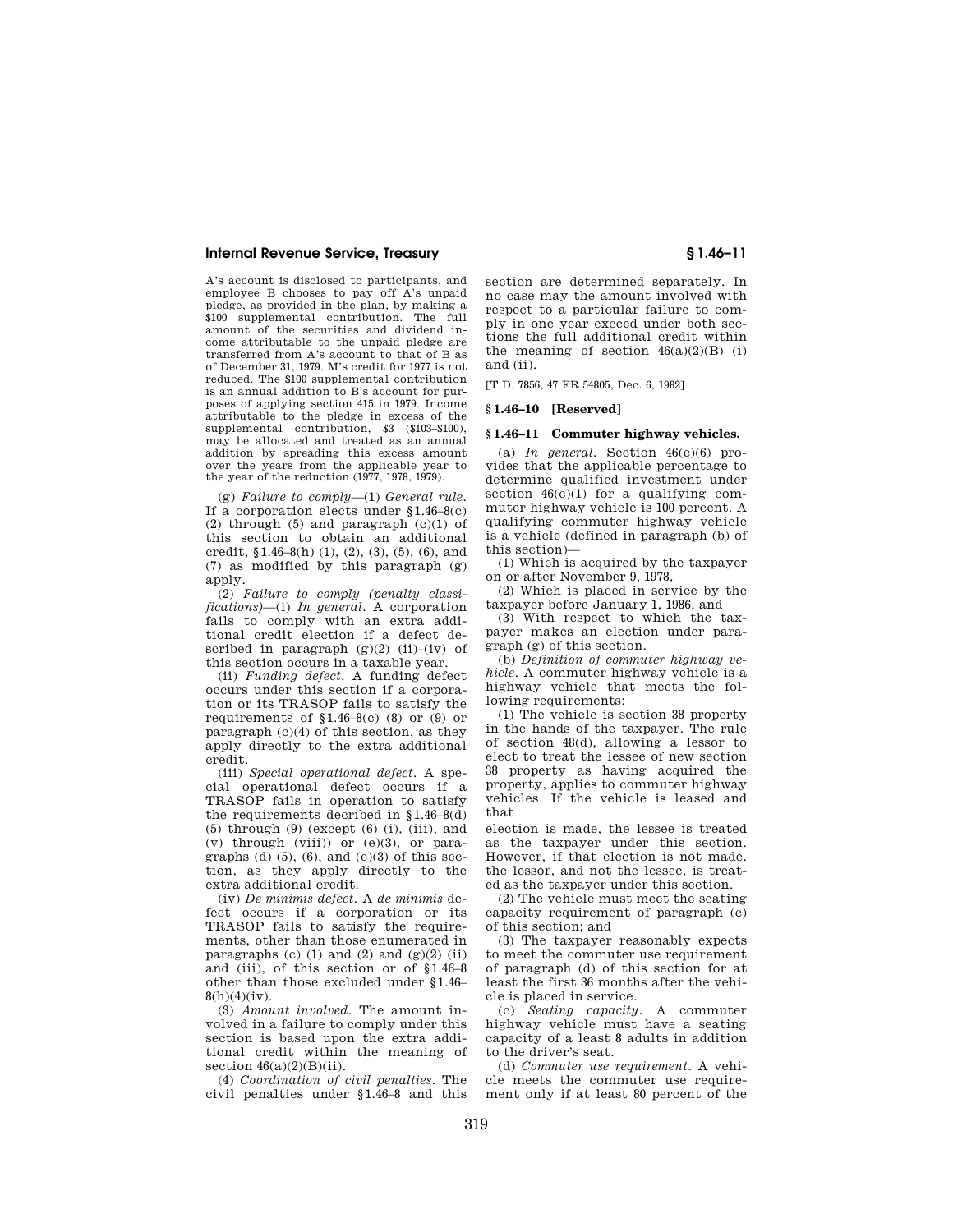A's account is disclosed to participants, and employee B chooses to pay off A's unpaid pledge, as provided in the plan, by making a $100 supplemental contribution. The full amount of the securities and dividend income attributable to the unpaid pledge are transferred from A's account to that of B as of December 31, 1979. M's credit for 1977 is not reduced. The $100 supplemental contribution is an annual addition to B's account for purposes of applying section 415 in 1979. Income attributable to the pledge in excess of the supplemental contribution, $3 ($103–$100), may be allocated and treated as an annual addition by spreading this excess amount over the years from the applicable year to the year of the reduction (1977, 1978, 1979).

(g) *Failure to comply*—(1) *General rule.* If a corporation elects under §1.46–8(c) (2) through (5) and paragraph (c)(1) of this section to obtain an additional credit, §1.46–8(h) (1), (2), (3), (5), (6), and (7) as modified by this paragraph (g) apply.

(2) *Failure to comply (penalty classifications)*—(i) *In general.* A corporation fails to comply with an extra additional credit election if a defect described in paragraph (g)(2) (ii)–(iv) of this section occurs in a taxable year.

(ii) *Funding defect.* A funding defect occurs under this section if a corporation or its TRASOP fails to satisfy the requirements of §1.46–8(c) (8) or (9) or paragraph (c)(4) of this section, as they apply directly to the extra additional credit.

(iii) *Special operational defect.* A special operational defect occurs if a TRASOP fails in operation to satisfy the requirements decribed in §1.46–8(d) (5) through (9) (except (6) (i), (iii), and (v) through (viii)) or (e)(3), or paragraphs (d) (5), (6), and (e)(3) of this section, as they apply directly to the extra additional credit.

(iv) *De minimis defect.* A *de minimis* defect occurs if a corporation or its TRASOP fails to satisfy the requirements, other than those enumerated in paragraphs (c) (1) and (2) and (g)(2) (ii) and (iii), of this section or of §1.46–8 other than those excluded under §1.46–8(h)(4)(iv).

(3) *Amount involved.* The amount involved in a failure to comply under this section is based upon the extra additional credit within the meaning of section 46(a)(2)(B)(ii).

(4) *Coordination of civil penalties.* The civil penalties under §1.46–8 and this section are determined separately. In no case may the amount involved with respect to a particular failure to comply in one year exceed under both sections the full additional credit within the meaning of section 46(a)(2)(B) (i) and (ii).

[T.D. 7856, 47 FR 54805, Dec. 6, 1982]

## §1.46–10 [Reserved]

## §1.46–11 Commuter highway vehicles.

(a) *In general.* Section 46(c)(6) provides that the applicable percentage to determine qualified investment under section 46(c)(1) for a qualifying commuter highway vehicle is 100 percent. A qualifying commuter highway vehicle is a vehicle (defined in paragraph (b) of this section)—

(1) Which is acquired by the taxpayer on or after November 9, 1978,

(2) Which is placed in service by the taxpayer before January 1, 1986, and

(3) With respect to which the taxpayer makes an election under paragraph (g) of this section.

(b) *Definition of commuter highway vehicle.* A commuter highway vehicle is a highway vehicle that meets the following requirements:

(1) The vehicle is section 38 property in the hands of the taxpayer. The rule of section 48(d), allowing a lessor to elect to treat the lessee of new section 38 property as having acquired the property, applies to commuter highway vehicles. If the vehicle is leased and that election is made, the lessee is treated as the taxpayer under this section. However, if that election is not made, the lessor, and not the lessee, is treated as the taxpayer under this section.

(2) The vehicle must meet the seating capacity requirement of paragraph (c) of this section; and

(3) The taxpayer reasonably expects to meet the commuter use requirement of paragraph (d) of this section for at least the first 36 months after the vehicle is placed in service.

(c) *Seating capacity.* A commuter highway vehicle must have a seating capacity of a least 8 adults in addition to the driver's seat.

(d) *Commuter use requirement.* A vehicle meets the commuter use requirement only if at least 80 percent of the